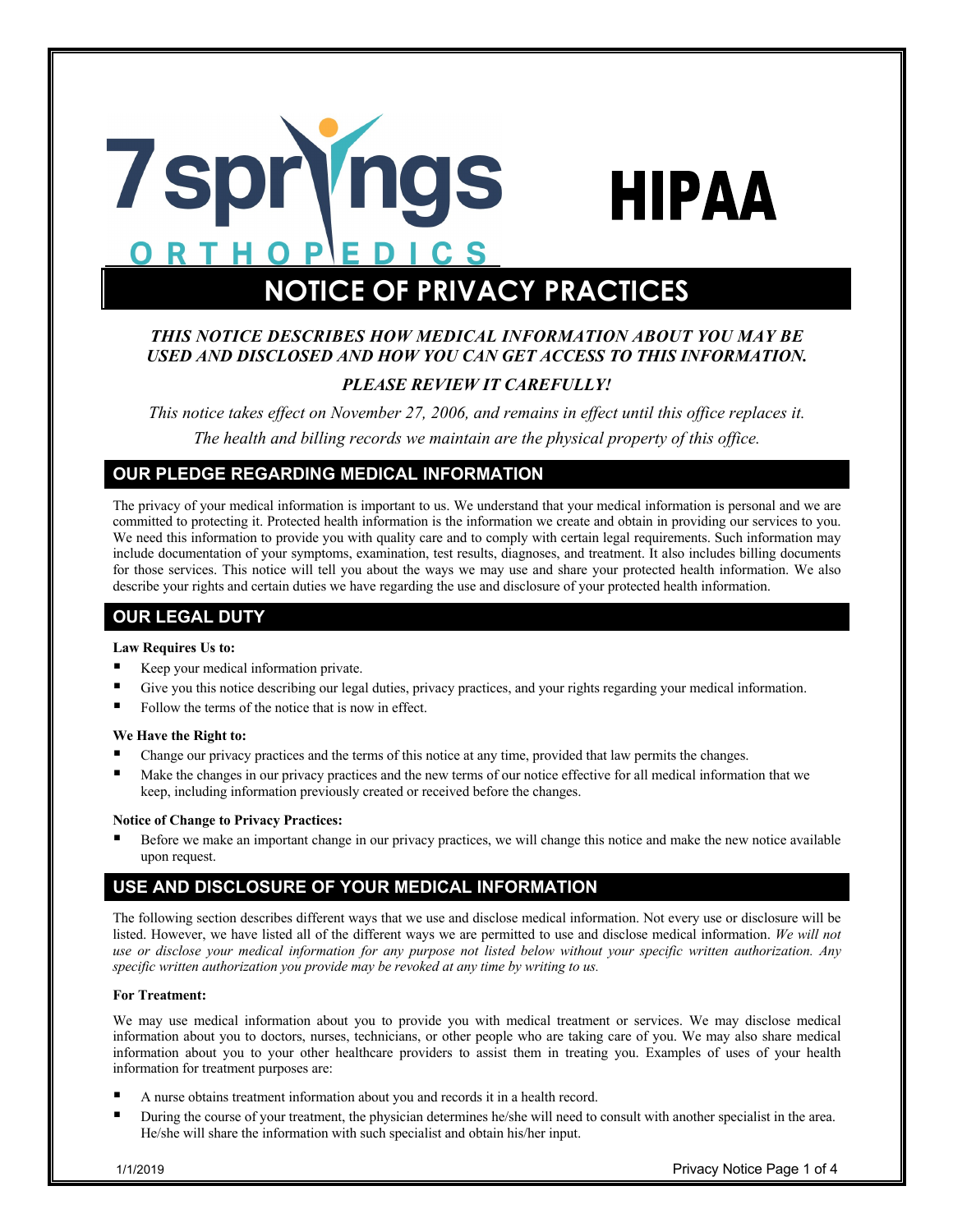# 7springs ORTHOPEDICS HIPAA

# NOTICE OF PRIVACY PRACTICES

***THIS NOTICE DESCRIBES HOW MEDICAL INFORMATION ABOUT YOU MAY BE USED AND DISCLOSED AND HOW YOU CAN GET ACCESS TO THIS INFORMATION.***

***PLEASE REVIEW IT CAREFULLY!***

*This notice takes effect on November 27, 2006, and remains in effect until this office replaces it.*

*The health and billing records we maintain are the physical property of this office.*

## OUR PLEDGE REGARDING MEDICAL INFORMATION

The privacy of your medical information is important to us. We understand that your medical information is personal and we are committed to protecting it. Protected health information is the information we create and obtain in providing our services to you. We need this information to provide you with quality care and to comply with certain legal requirements. Such information may include documentation of your symptoms, examination, test results, diagnoses, and treatment. It also includes billing documents for those services. This notice will tell you about the ways we may use and share your protected health information. We also describe your rights and certain duties we have regarding the use and disclosure of your protected health information.

## OUR LEGAL DUTY

**Law Requires Us to:**

- Keep your medical information private.
- Give you this notice describing our legal duties, privacy practices, and your rights regarding your medical information.
- Follow the terms of the notice that is now in effect.

**We Have the Right to:**

- Change our privacy practices and the terms of this notice at any time, provided that law permits the changes.
- Make the changes in our privacy practices and the new terms of our notice effective for all medical information that we keep, including information previously created or received before the changes.

**Notice of Change to Privacy Practices:**

- Before we make an important change in our privacy practices, we will change this notice and make the new notice available upon request.

## USE AND DISCLOSURE OF YOUR MEDICAL INFORMATION

The following section describes different ways that we use and disclose medical information. Not every use or disclosure will be listed. However, we have listed all of the different ways we are permitted to use and disclose medical information. *We will not use or disclose your medical information for any purpose not listed below without your specific written authorization. Any specific written authorization you provide may be revoked at any time by writing to us.*

**For Treatment:**

We may use medical information about you to provide you with medical treatment or services. We may disclose medical information about you to doctors, nurses, technicians, or other people who are taking care of you. We may also share medical information about you to your other healthcare providers to assist them in treating you. Examples of uses of your health information for treatment purposes are:

- A nurse obtains treatment information about you and records it in a health record.
- During the course of your treatment, the physician determines he/she will need to consult with another specialist in the area. He/she will share the information with such specialist and obtain his/her input.

1/1/2019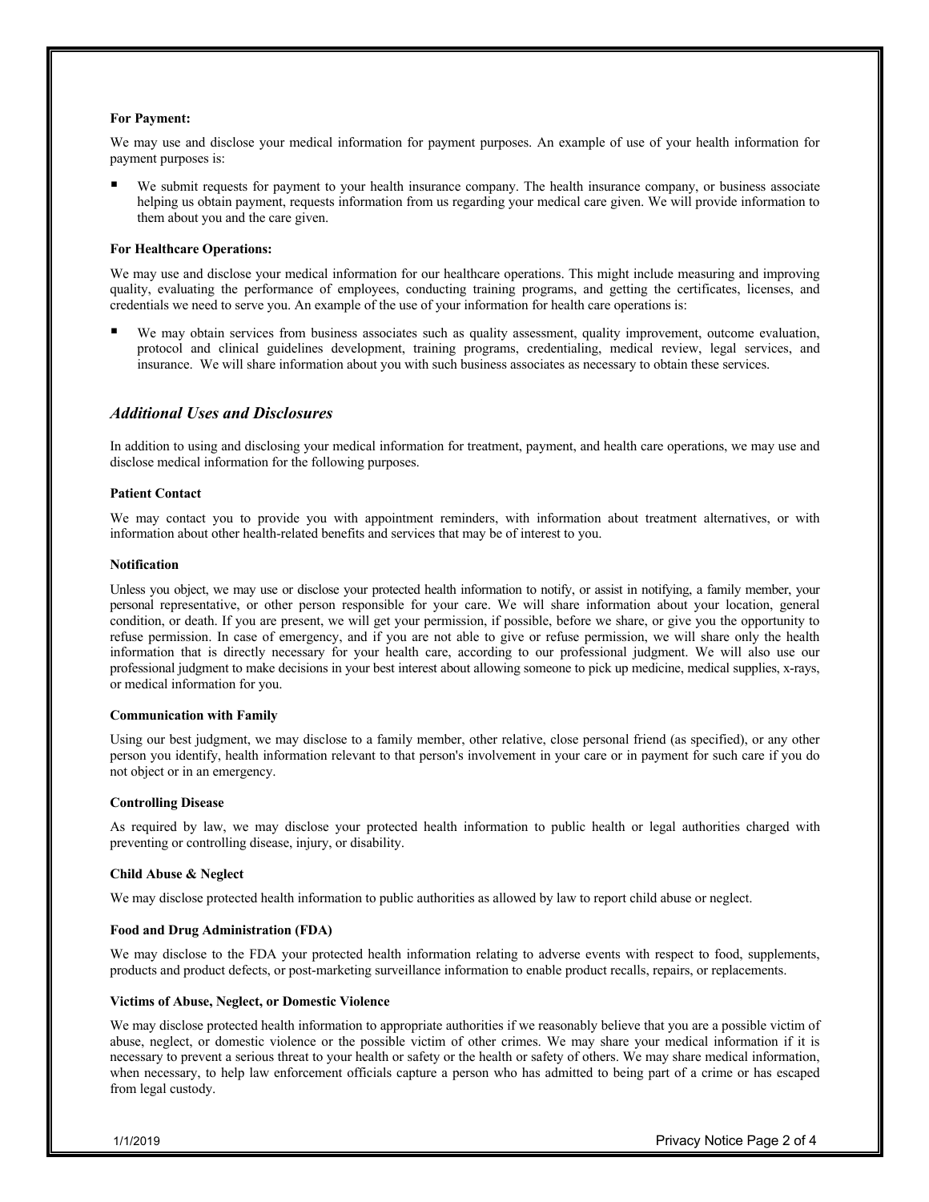**For Payment:**

We may use and disclose your medical information for payment purposes. An example of use of your health information for payment purposes is:

- We submit requests for payment to your health insurance company. The health insurance company, or business associate helping us obtain payment, requests information from us regarding your medical care given. We will provide information to them about you and the care given.

**For Healthcare Operations:**

We may use and disclose your medical information for our healthcare operations. This might include measuring and improving quality, evaluating the performance of employees, conducting training programs, and getting the certificates, licenses, and credentials we need to serve you. An example of the use of your information for health care operations is:

- We may obtain services from business associates such as quality assessment, quality improvement, outcome evaluation, protocol and clinical guidelines development, training programs, credentialing, medical review, legal services, and insurance. We will share information about you with such business associates as necessary to obtain these services.

## *Additional Uses and Disclosures*

In addition to using and disclosing your medical information for treatment, payment, and health care operations, we may use and disclose medical information for the following purposes.

**Patient Contact**

We may contact you to provide you with appointment reminders, with information about treatment alternatives, or with information about other health-related benefits and services that may be of interest to you.

**Notification**

Unless you object, we may use or disclose your protected health information to notify, or assist in notifying, a family member, your personal representative, or other person responsible for your care. We will share information about your location, general condition, or death. If you are present, we will get your permission, if possible, before we share, or give you the opportunity to refuse permission. In case of emergency, and if you are not able to give or refuse permission, we will share only the health information that is directly necessary for your health care, according to our professional judgment. We will also use our professional judgment to make decisions in your best interest about allowing someone to pick up medicine, medical supplies, x-rays, or medical information for you.

**Communication with Family**

Using our best judgment, we may disclose to a family member, other relative, close personal friend (as specified), or any other person you identify, health information relevant to that person's involvement in your care or in payment for such care if you do not object or in an emergency.

**Controlling Disease**

As required by law, we may disclose your protected health information to public health or legal authorities charged with preventing or controlling disease, injury, or disability.

**Child Abuse & Neglect**

We may disclose protected health information to public authorities as allowed by law to report child abuse or neglect.

**Food and Drug Administration (FDA)**

We may disclose to the FDA your protected health information relating to adverse events with respect to food, supplements, products and product defects, or post-marketing surveillance information to enable product recalls, repairs, or replacements.

**Victims of Abuse, Neglect, or Domestic Violence**

We may disclose protected health information to appropriate authorities if we reasonably believe that you are a possible victim of abuse, neglect, or domestic violence or the possible victim of other crimes. We may share your medical information if it is necessary to prevent a serious threat to your health or safety or the health or safety of others. We may share medical information, when necessary, to help law enforcement officials capture a person who has admitted to being part of a crime or has escaped from legal custody.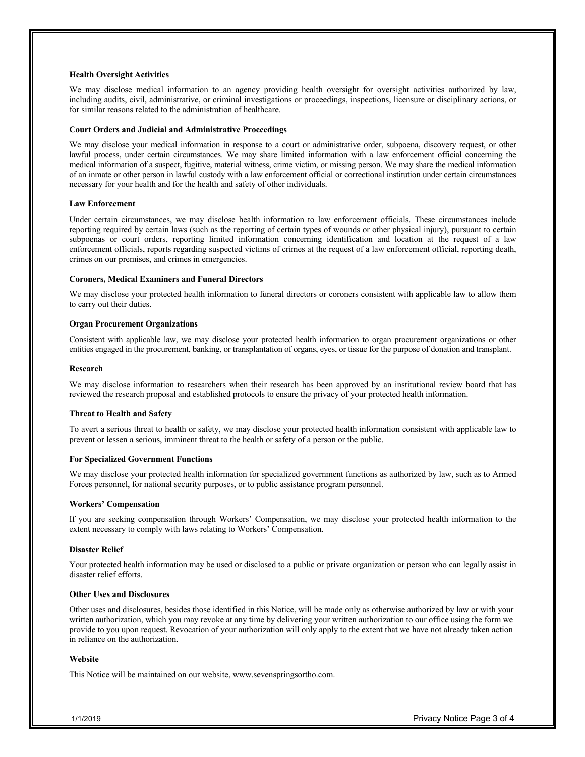**Health Oversight Activities**

We may disclose medical information to an agency providing health oversight for oversight activities authorized by law, including audits, civil, administrative, or criminal investigations or proceedings, inspections, licensure or disciplinary actions, or for similar reasons related to the administration of healthcare.

**Court Orders and Judicial and Administrative Proceedings**

We may disclose your medical information in response to a court or administrative order, subpoena, discovery request, or other lawful process, under certain circumstances. We may share limited information with a law enforcement official concerning the medical information of a suspect, fugitive, material witness, crime victim, or missing person. We may share the medical information of an inmate or other person in lawful custody with a law enforcement official or correctional institution under certain circumstances necessary for your health and for the health and safety of other individuals.

**Law Enforcement**

Under certain circumstances, we may disclose health information to law enforcement officials. These circumstances include reporting required by certain laws (such as the reporting of certain types of wounds or other physical injury), pursuant to certain subpoenas or court orders, reporting limited information concerning identification and location at the request of a law enforcement officials, reports regarding suspected victims of crimes at the request of a law enforcement official, reporting death, crimes on our premises, and crimes in emergencies.

**Coroners, Medical Examiners and Funeral Directors**

We may disclose your protected health information to funeral directors or coroners consistent with applicable law to allow them to carry out their duties.

**Organ Procurement Organizations**

Consistent with applicable law, we may disclose your protected health information to organ procurement organizations or other entities engaged in the procurement, banking, or transplantation of organs, eyes, or tissue for the purpose of donation and transplant.

**Research**

We may disclose information to researchers when their research has been approved by an institutional review board that has reviewed the research proposal and established protocols to ensure the privacy of your protected health information.

**Threat to Health and Safety**

To avert a serious threat to health or safety, we may disclose your protected health information consistent with applicable law to prevent or lessen a serious, imminent threat to the health or safety of a person or the public.

**For Specialized Government Functions**

We may disclose your protected health information for specialized government functions as authorized by law, such as to Armed Forces personnel, for national security purposes, or to public assistance program personnel.

**Workers' Compensation**

If you are seeking compensation through Workers' Compensation, we may disclose your protected health information to the extent necessary to comply with laws relating to Workers' Compensation.

**Disaster Relief**

Your protected health information may be used or disclosed to a public or private organization or person who can legally assist in disaster relief efforts.

**Other Uses and Disclosures**

Other uses and disclosures, besides those identified in this Notice, will be made only as otherwise authorized by law or with your written authorization, which you may revoke at any time by delivering your written authorization to our office using the form we provide to you upon request. Revocation of your authorization will only apply to the extent that we have not already taken action in reliance on the authorization.

**Website**

This Notice will be maintained on our website, www.sevenspringsortho.com.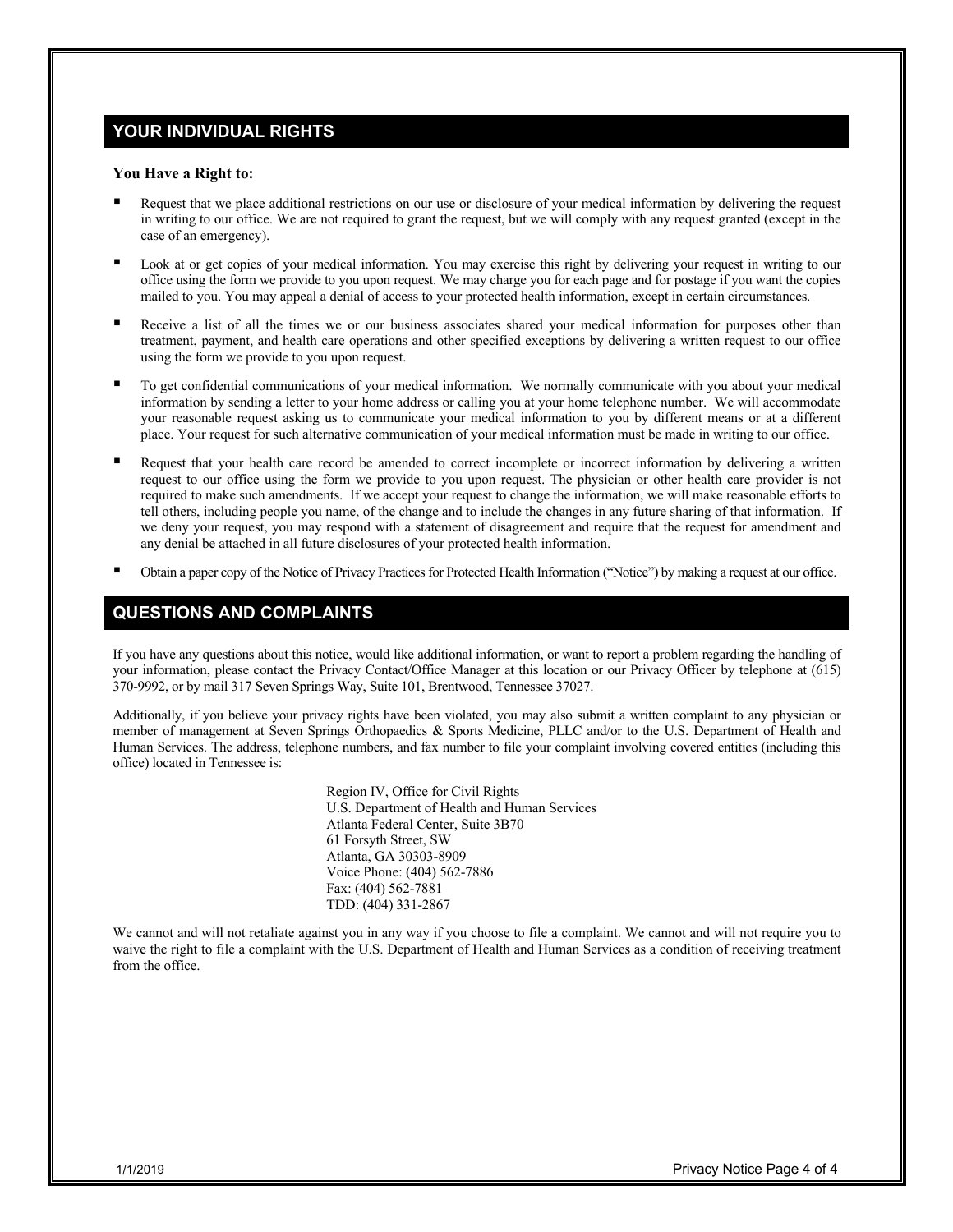## YOUR INDIVIDUAL RIGHTS

**You Have a Right to:**

- Request that we place additional restrictions on our use or disclosure of your medical information by delivering the request in writing to our office. We are not required to grant the request, but we will comply with any request granted (except in the case of an emergency).
- Look at or get copies of your medical information. You may exercise this right by delivering your request in writing to our office using the form we provide to you upon request. We may charge you for each page and for postage if you want the copies mailed to you. You may appeal a denial of access to your protected health information, except in certain circumstances.
- Receive a list of all the times we or our business associates shared your medical information for purposes other than treatment, payment, and health care operations and other specified exceptions by delivering a written request to our office using the form we provide to you upon request.
- To get confidential communications of your medical information. We normally communicate with you about your medical information by sending a letter to your home address or calling you at your home telephone number. We will accommodate your reasonable request asking us to communicate your medical information to you by different means or at a different place. Your request for such alternative communication of your medical information must be made in writing to our office.
- Request that your health care record be amended to correct incomplete or incorrect information by delivering a written request to our office using the form we provide to you upon request. The physician or other health care provider is not required to make such amendments. If we accept your request to change the information, we will make reasonable efforts to tell others, including people you name, of the change and to include the changes in any future sharing of that information. If we deny your request, you may respond with a statement of disagreement and require that the request for amendment and any denial be attached in all future disclosures of your protected health information.
- Obtain a paper copy of the Notice of Privacy Practices for Protected Health Information ("Notice") by making a request at our office.

## QUESTIONS AND COMPLAINTS

If you have any questions about this notice, would like additional information, or want to report a problem regarding the handling of your information, please contact the Privacy Contact/Office Manager at this location or our Privacy Officer by telephone at (615) 370-9992, or by mail 317 Seven Springs Way, Suite 101, Brentwood, Tennessee 37027.

Additionally, if you believe your privacy rights have been violated, you may also submit a written complaint to any physician or member of management at Seven Springs Orthopaedics & Sports Medicine, PLLC and/or to the U.S. Department of Health and Human Services. The address, telephone numbers, and fax number to file your complaint involving covered entities (including this office) located in Tennessee is:

Region IV, Office for Civil Rights
U.S. Department of Health and Human Services
Atlanta Federal Center, Suite 3B70
61 Forsyth Street, SW
Atlanta, GA 30303-8909
Voice Phone: (404) 562-7886
Fax: (404) 562-7881
TDD: (404) 331-2867

We cannot and will not retaliate against you in any way if you choose to file a complaint. We cannot and will not require you to waive the right to file a complaint with the U.S. Department of Health and Human Services as a condition of receiving treatment from the office.